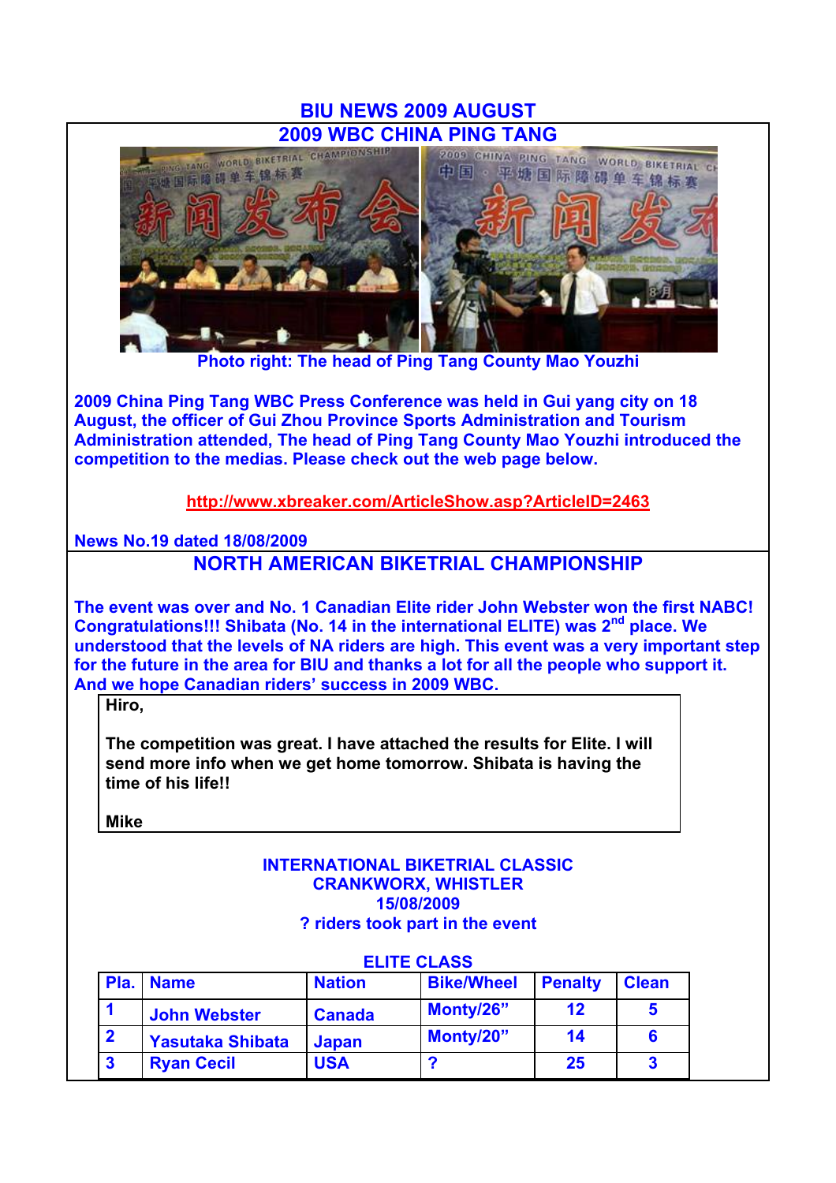# BIU NEWS 2009 AUGUST

## 2009 WBC CHINA PING TANG

Photo right: The head of Ping Tang County Mao Youzhi

**2009 China Ping Tang WBC Press Conference was held in Gui yang city on 18 August, the officer of Gui Zhou Province Sports Administration and Tourism Administration attended, The head of Ping Tang County Mao Youzhi introduced the competition to the medias. Please check out the web page below.**

http://www.xbreaker.com/ArticleShow.asp?ArticleID=2463

**News No.19 dated 18/08/2009**

## NORTH AMERICAN BIKETRIAL CHAMPIONSHIP

**The event was over and No. 1 Canadian Elite rider John Webster won the first NABC! Congratulations!!! Shibata (No. 14 in the international ELITE) was 2nd place. We understood that the levels of NA riders are high. This event was a very important step for the future in the area for BIU and thanks a lot for all the people who support it. And we hope Canadian riders' success in 2009 WBC.**

> **Hiro,**
>
> **The competition was great. I have attached the results for Elite. I will send more info when we get home tomorrow. Shibata is having the time of his life!!**
>
> **Mike**

**INTERNATIONAL BIKETRIAL CLASSIC**
**CRANKWORX, WHISTLER**
**15/08/2009**
**? riders took part in the event**

**ELITE CLASS**

| Pla. | Name | Nation | Bike/Wheel | Penalty | Clean |
|---|---|---|---|---|---|
| 1 | John Webster | Canada | Monty/26" | 12 | 5 |
| 2 | Yasutaka Shibata | Japan | Monty/20" | 14 | 6 |
| 3 | Ryan Cecil | USA | ? | 25 | 3 |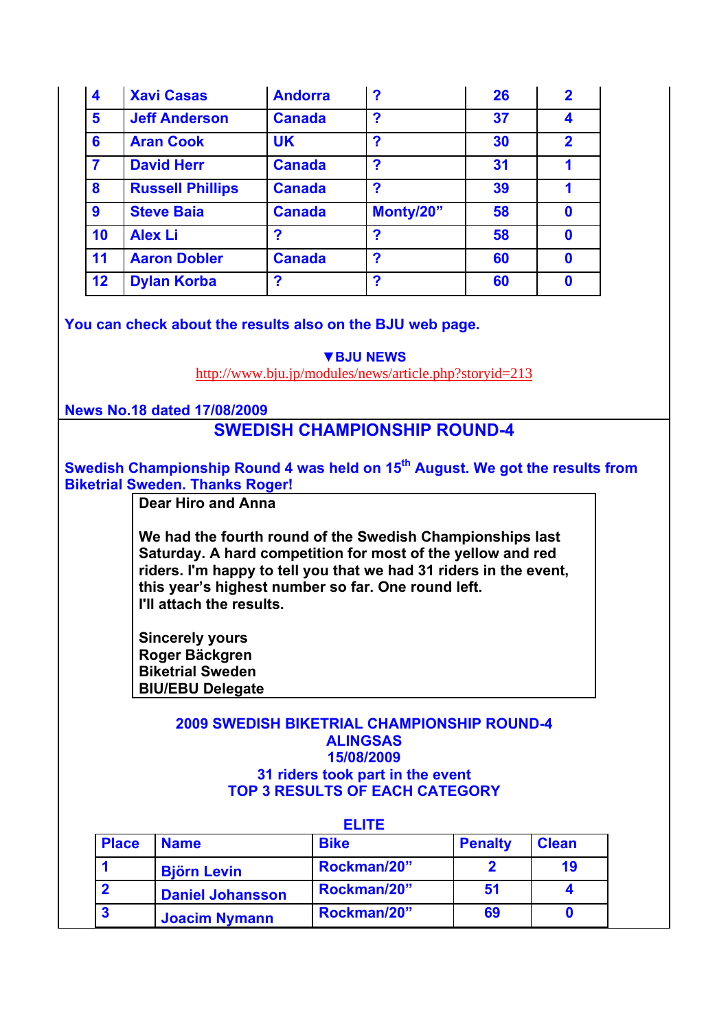| 4 | Xavi Casas | Andorra | ? | 26 | 2 |
|---|---|---|---|---|---|
| 5 | Jeff Anderson | Canada | ? | 37 | 4 |
| 6 | Aran Cook | UK | ? | 30 | 2 |
| 7 | David Herr | Canada | ? | 31 | 1 |
| 8 | Russell Phillips | Canada | ? | 39 | 1 |
| 9 | Steve Baia | Canada | Monty/20” | 58 | 0 |
| 10 | Alex Li | ? | ? | 58 | 0 |
| 11 | Aaron Dobler | Canada | ? | 60 | 0 |
| 12 | Dylan Korba | ? | ? | 60 | 0 |

**You can check about the results also on the BJU web page.**

**▼BJU NEWS**
http://www.bju.jp/modules/news/article.php?storyid=213

**News No.18 dated 17/08/2009**

## SWEDISH CHAMPIONSHIP ROUND-4

**Swedish Championship Round 4 was held on 15th August. We got the results from Biketrial Sweden. Thanks Roger!**

> **Dear Hiro and Anna**
>
> **We had the fourth round of the Swedish Championships last Saturday. A hard competition for most of the yellow and red riders. I'm happy to tell you that we had 31 riders in the event, this year's highest number so far. One round left.**
> **I'll attach the results.**
>
> **Sincerely yours**
> **Roger Bäckgren**
> **Biketrial Sweden**
> **BIU/EBU Delegate**

**2009 SWEDISH BIKETRIAL CHAMPIONSHIP ROUND-4**
**ALINGSAS**
**15/08/2009**
**31 riders took part in the event**
**TOP 3 RESULTS OF EACH CATEGORY**

**ELITE**

| Place | Name | Bike | Penalty | Clean |
|---|---|---|---|---|
| 1 | Björn Levin | Rockman/20” | 2 | 19 |
| 2 | Daniel Johansson | Rockman/20” | 51 | 4 |
| 3 | Joacim Nymann | Rockman/20” | 69 | 0 |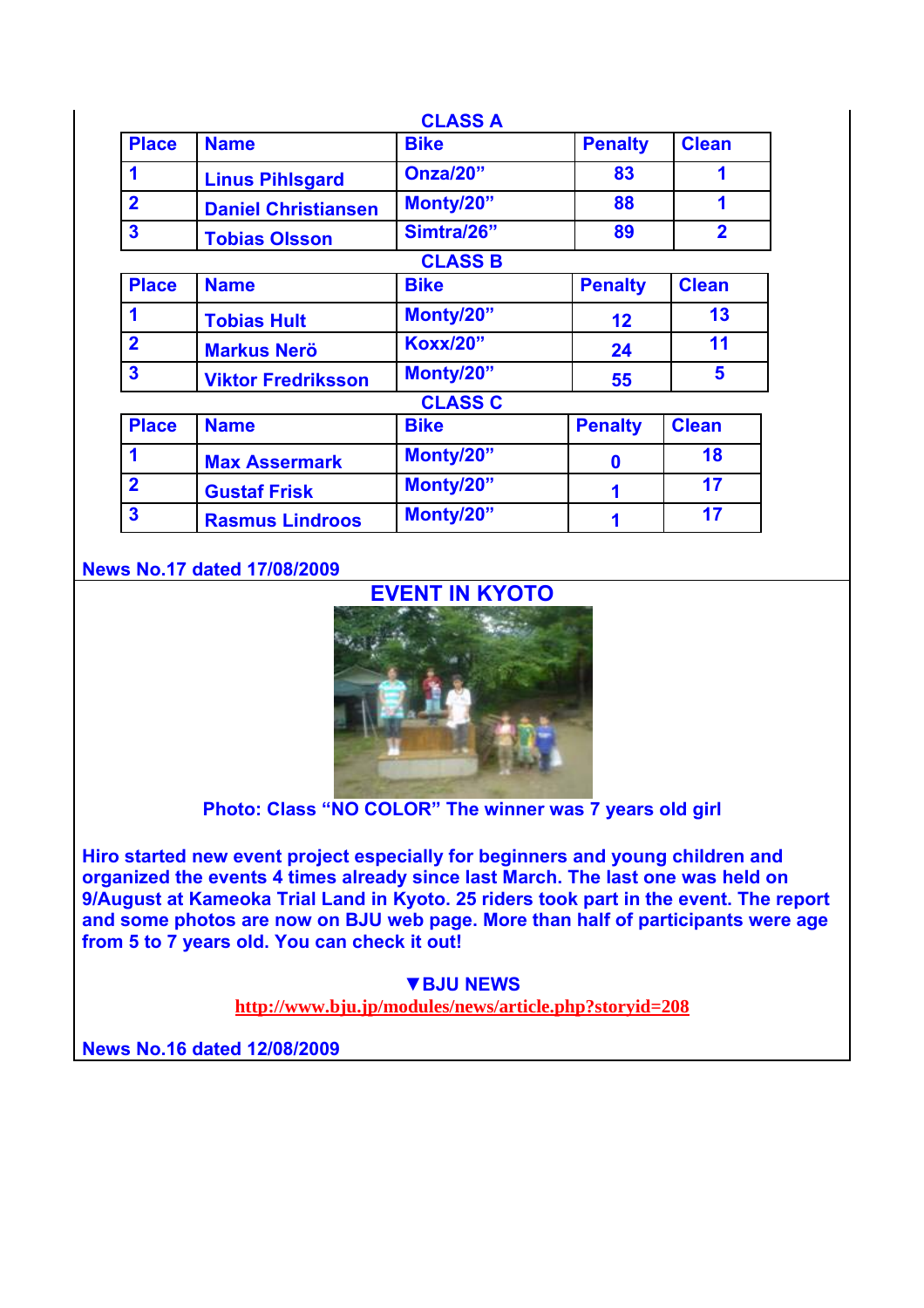### CLASS A

| Place | Name | Bike | Penalty | Clean |
|---|---|---|---|---|
| 1 | Linus Pihlsgard | Onza/20" | 83 | 1 |
| 2 | Daniel Christiansen | Monty/20" | 88 | 1 |
| 3 | Tobias Olsson | Simtra/26" | 89 | 2 |

### CLASS B

| Place | Name | Bike | Penalty | Clean |
|---|---|---|---|---|
| 1 | Tobias Hult | Monty/20" | 12 | 13 |
| 2 | Markus Nerö | Koxx/20" | 24 | 11 |
| 3 | Viktor Fredriksson | Monty/20" | 55 | 5 |

### CLASS C

| Place | Name | Bike | Penalty | Clean |
|---|---|---|---|---|
| 1 | Max Assermark | Monty/20" | 0 | 18 |
| 2 | Gustaf Frisk | Monty/20" | 1 | 17 |
| 3 | Rasmus Lindroos | Monty/20" | 1 | 17 |

**News No.17 dated 17/08/2009**

## EVENT IN KYOTO

Photo: Class "NO COLOR" The winner was 7 years old girl

Hiro started new event project especially for beginners and young children and organized the events 4 times already since last March. The last one was held on 9/August at Kameoka Trial Land in Kyoto. 25 riders took part in the event. The report and some photos are now on BJU web page. More than half of participants were age from 5 to 7 years old. You can check it out!

▼BJU NEWS

http://www.bju.jp/modules/news/article.php?storyid=208

**News No.16 dated 12/08/2009**